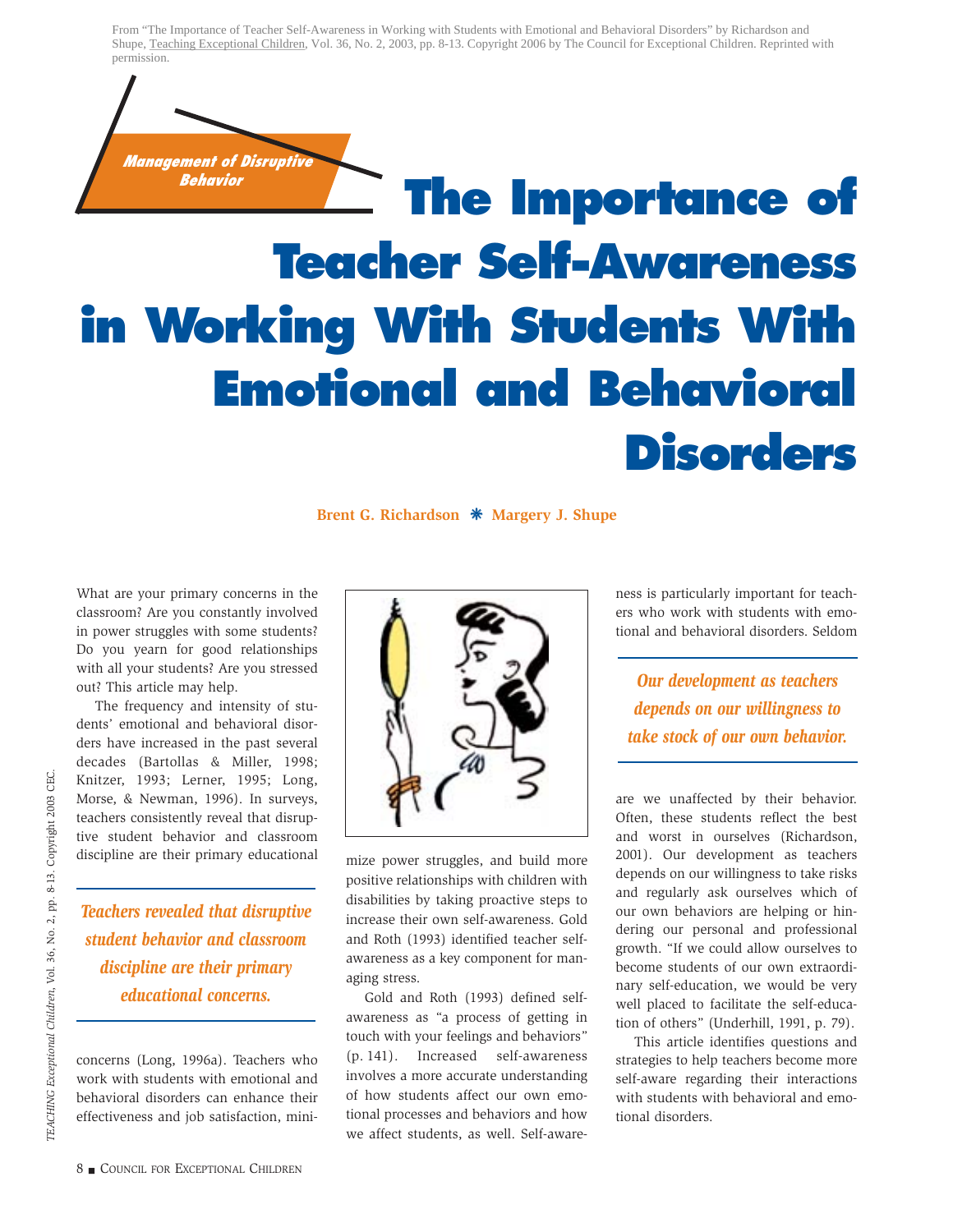From "The Importance of Teacher Self-Awareness in Working with Students with Emotional and Behavioral Disorders" by Richardson and Shupe, Teaching Exceptional Children, Vol. 36, No. 2, 2003, pp. 8-13. Copyright 2006 by The Council for Exceptional Children. Reprinted with permission.

*Management of Disruptive Behavior*

# The Importance of Teacher Self-Awareness in Working With Students With Emotional and Behavioral Disorders

**Brent G. Richardson ✻ Margery J. Shupe**

What are your primary concerns in the classroom? Are you constantly involved in power struggles with some students? Do you yearn for good relationships with all your students? Are you stressed out? This article may help.

The frequency and intensity of students' emotional and behavioral disorders have increased in the past several decades (Bartollas & Miller, 1998; Knitzer, 1993; Lerner, 1995; Long, Morse, & Newman, 1996). In surveys, teachers consistently reveal that disruptive student behavior and classroom discipline are their primary educational concerns (Long, 1996a). Teachers who work with students with emotional and behavioral disorders can enhance their effectiveness and job satisfaction, minimize power struggles, and build more positive relationships with children with disabilities by taking proactive steps to increase their own self-awareness. Gold and Roth (1993) identified teacher self-awareness as a key component for managing stress.

> *Teachers revealed that disruptive student behavior and classroom discipline are their primary educational concerns.*

Gold and Roth (1993) defined self-awareness as "a process of getting in touch with your feelings and behaviors" (p. 141). Increased self-awareness involves a more accurate understanding of how students affect our own emotional processes and behaviors and how we affect students, as well. Self-awareness is particularly important for teachers who work with students with emotional and behavioral disorders. Seldom are we unaffected by their behavior. Often, these students reflect the best and worst in ourselves (Richardson, 2001). Our development as teachers depends on our willingness to take risks and regularly ask ourselves which of our own behaviors are helping or hindering our personal and professional growth. "If we could allow ourselves to become students of our own extraordinary self-education, we would be very well placed to facilitate the self-education of others" (Underhill, 1991, p. 79).

> *Our development as teachers depends on our willingness to take stock of our own behavior.*

This article identifies questions and strategies to help teachers become more self-aware regarding their interactions with students with behavioral and emotional disorders.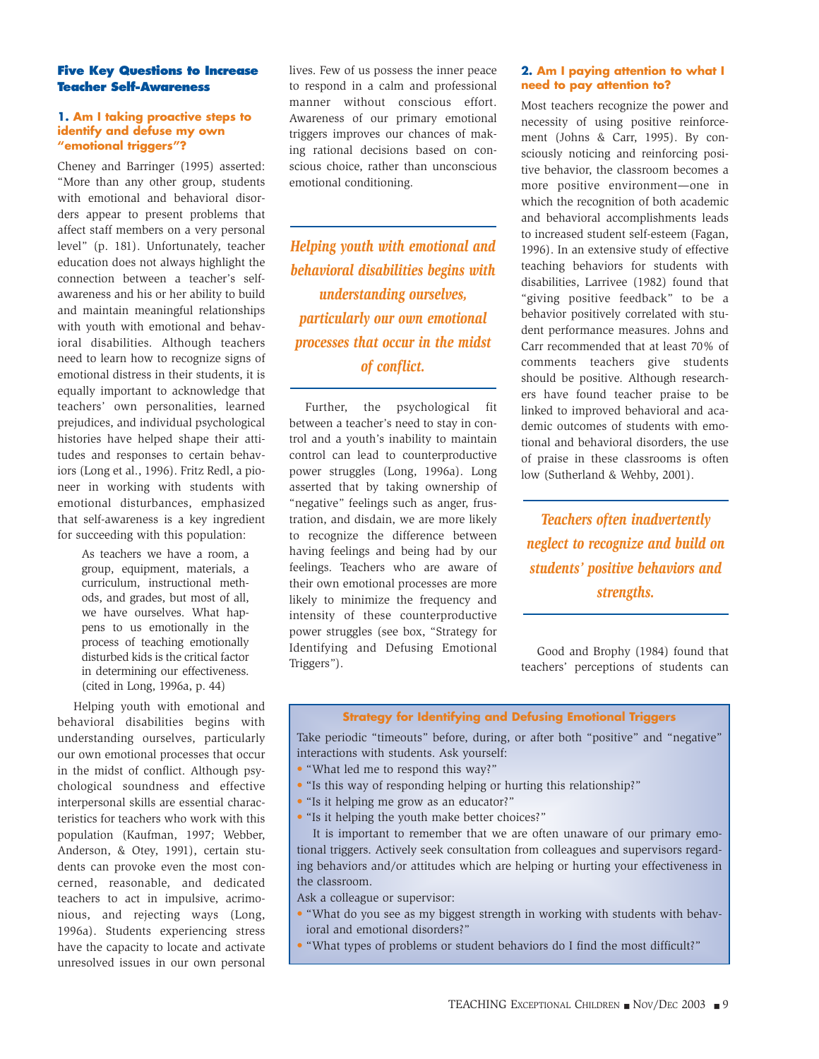## Five Key Questions to Increase Teacher Self-Awareness

### 1. Am I taking proactive steps to identify and defuse my own "emotional triggers"?

Cheney and Barringer (1995) asserted: "More than any other group, students with emotional and behavioral disorders appear to present problems that affect staff members on a very personal level" (p. 181). Unfortunately, teacher education does not always highlight the connection between a teacher's self-awareness and his or her ability to build and maintain meaningful relationships with youth with emotional and behavioral disabilities. Although teachers need to learn how to recognize signs of emotional distress in their students, it is equally important to acknowledge that teachers' own personalities, learned prejudices, and individual psychological histories have helped shape their attitudes and responses to certain behaviors (Long et al., 1996). Fritz Redl, a pioneer in working with students with emotional disturbances, emphasized that self-awareness is a key ingredient for succeeding with this population:

> As teachers we have a room, a group, equipment, materials, a curriculum, instructional methods, and grades, but most of all, we have ourselves. What happens to us emotionally in the process of teaching emotionally disturbed kids is the critical factor in determining our effectiveness. (cited in Long, 1996a, p. 44)

Helping youth with emotional and behavioral disabilities begins with understanding ourselves, particularly our own emotional processes that occur in the midst of conflict. Although psychological soundness and effective interpersonal skills are essential characteristics for teachers who work with this population (Kaufman, 1997; Webber, Anderson, & Otey, 1991), certain students can provoke even the most concerned, reasonable, and dedicated teachers to act in impulsive, acrimonious, and rejecting ways (Long, 1996a). Students experiencing stress have the capacity to locate and activate unresolved issues in our own personal lives. Few of us possess the inner peace to respond in a calm and professional manner without conscious effort. Awareness of our primary emotional triggers improves our chances of making rational decisions based on conscious choice, rather than unconscious emotional conditioning.

*Helping youth with emotional and behavioral disabilities begins with understanding ourselves, particularly our own emotional processes that occur in the midst of conflict.*

Further, the psychological fit between a teacher's need to stay in control and a youth's inability to maintain control can lead to counterproductive power struggles (Long, 1996a). Long asserted that by taking ownership of "negative" feelings such as anger, frustration, and disdain, we are more likely to recognize the difference between having feelings and being had by our feelings. Teachers who are aware of their own emotional processes are more likely to minimize the frequency and intensity of these counterproductive power struggles (see box, "Strategy for Identifying and Defusing Emotional Triggers").

### 2. Am I paying attention to what I need to pay attention to?

Most teachers recognize the power and necessity of using positive reinforcement (Johns & Carr, 1995). By consciously noticing and reinforcing positive behavior, the classroom becomes a more positive environment—one in which the recognition of both academic and behavioral accomplishments leads to increased student self-esteem (Fagan, 1996). In an extensive study of effective teaching behaviors for students with disabilities, Larrivee (1982) found that "giving positive feedback" to be a behavior positively correlated with student performance measures. Johns and Carr recommended that at least 70% of comments teachers give students should be positive. Although researchers have found teacher praise to be linked to improved behavioral and academic outcomes of students with emotional and behavioral disorders, the use of praise in these classrooms is often low (Sutherland & Wehby, 2001).

*Teachers often inadvertently neglect to recognize and build on students' positive behaviors and strengths.*

Good and Brophy (1984) found that teachers' perceptions of students can

---

**Strategy for Identifying and Defusing Emotional Triggers**

Take periodic "timeouts" before, during, or after both "positive" and "negative" interactions with students. Ask yourself:

- "What led me to respond this way?"
- "Is this way of responding helping or hurting this relationship?"
- "Is it helping me grow as an educator?"
- "Is it helping the youth make better choices?"

It is important to remember that we are often unaware of our primary emotional triggers. Actively seek consultation from colleagues and supervisors regarding behaviors and/or attitudes which are helping or hurting your effectiveness in the classroom.

Ask a colleague or supervisor:

- "What do you see as my biggest strength in working with students with behavioral and emotional disorders?"
- "What types of problems or student behaviors do I find the most difficult?"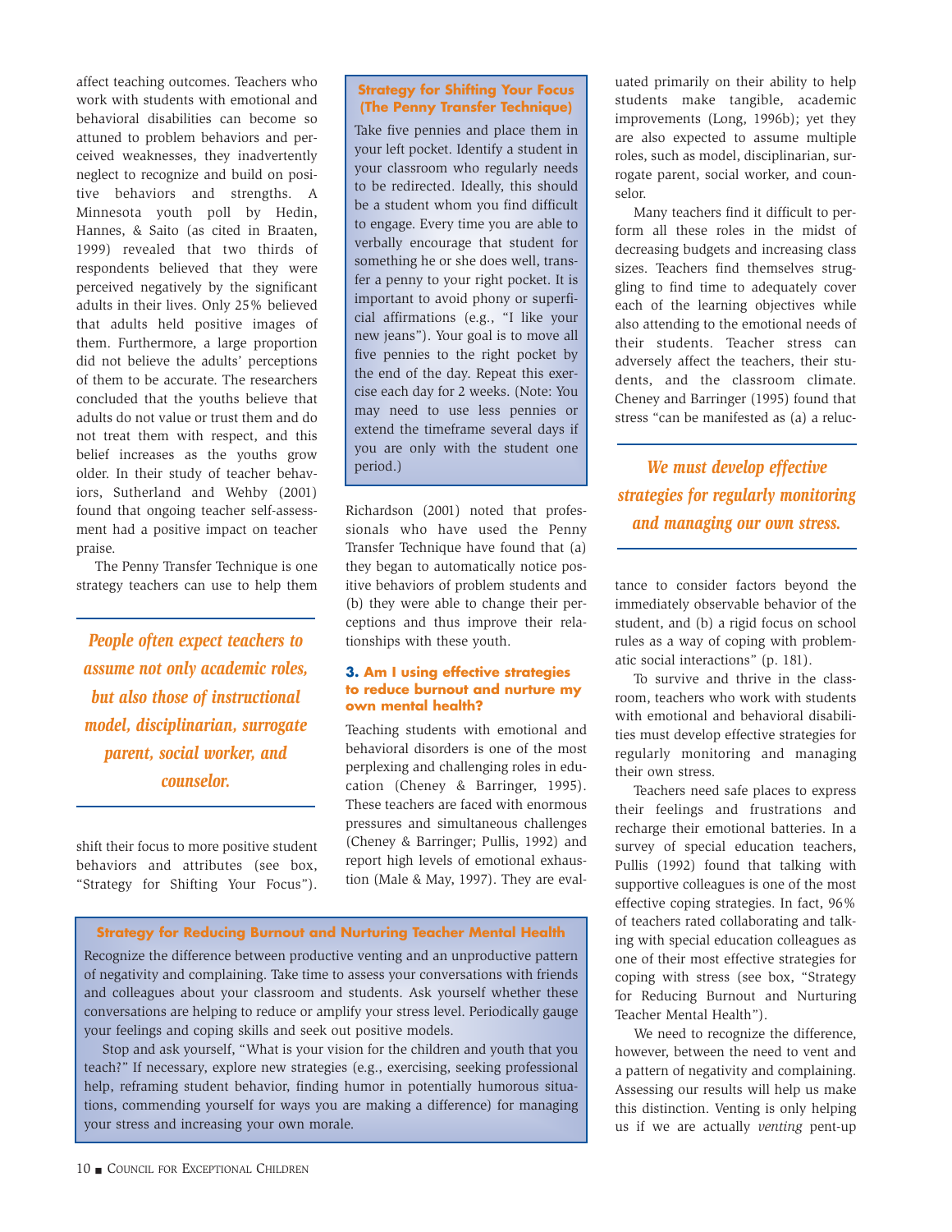affect teaching outcomes. Teachers who work with students with emotional and behavioral disabilities can become so attuned to problem behaviors and perceived weaknesses, they inadvertently neglect to recognize and build on positive behaviors and strengths. A Minnesota youth poll by Hedin, Hannes, & Saito (as cited in Braaten, 1999) revealed that two thirds of respondents believed that they were perceived negatively by the significant adults in their lives. Only 25% believed that adults held positive images of them. Furthermore, a large proportion did not believe the adults' perceptions of them to be accurate. The researchers concluded that the youths believe that adults do not value or trust them and do not treat them with respect, and this belief increases as the youths grow older. In their study of teacher behaviors, Sutherland and Wehby (2001) found that ongoing teacher self-assessment had a positive impact on teacher praise.

The Penny Transfer Technique is one strategy teachers can use to help them shift their focus to more positive student behaviors and attributes (see box, "Strategy for Shifting Your Focus").

> ***People often expect teachers to assume not only academic roles, but also those of instructional model, disciplinarian, surrogate parent, social worker, and counselor.***

> **Strategy for Shifting Your Focus (The Penny Transfer Technique)**
>
> Take five pennies and place them in your left pocket. Identify a student in your classroom who regularly needs to be redirected. Ideally, this should be a student whom you find difficult to engage. Every time you are able to verbally encourage that student for something he or she does well, transfer a penny to your right pocket. It is important to avoid phony or superficial affirmations (e.g., "I like your new jeans"). Your goal is to move all five pennies to the right pocket by the end of the day. Repeat this exercise each day for 2 weeks. (Note: You may need to use less pennies or extend the timeframe several days if you are only with the student one period.)

Richardson (2001) noted that professionals who have used the Penny Transfer Technique have found that (a) they began to automatically notice positive behaviors of problem students and (b) they were able to change their perceptions and thus improve their relationships with these youth.

### 3. Am I using effective strategies to reduce burnout and nurture my own mental health?

Teaching students with emotional and behavioral disorders is one of the most perplexing and challenging roles in education (Cheney & Barringer, 1995). These teachers are faced with enormous pressures and simultaneous challenges (Cheney & Barringer; Pullis, 1992) and report high levels of emotional exhaustion (Male & May, 1997). They are evaluated primarily on their ability to help students make tangible, academic improvements (Long, 1996b); yet they are also expected to assume multiple roles, such as model, disciplinarian, surrogate parent, social worker, and counselor.

Many teachers find it difficult to perform all these roles in the midst of decreasing budgets and increasing class sizes. Teachers find themselves struggling to find time to adequately cover each of the learning objectives while also attending to the emotional needs of their students. Teacher stress can adversely affect the teachers, their students, and the classroom climate. Cheney and Barringer (1995) found that stress "can be manifested as (a) a reluctance to consider factors beyond the immediately observable behavior of the student, and (b) a rigid focus on school rules as a way of coping with problematic social interactions" (p. 181).

> ***We must develop effective strategies for regularly monitoring and managing our own stress.***

To survive and thrive in the classroom, teachers who work with students with emotional and behavioral disabilities must develop effective strategies for regularly monitoring and managing their own stress.

Teachers need safe places to express their feelings and frustrations and recharge their emotional batteries. In a survey of special education teachers, Pullis (1992) found that talking with supportive colleagues is one of the most effective coping strategies. In fact, 96% of teachers rated collaborating and talking with special education colleagues as one of their most effective strategies for coping with stress (see box, "Strategy for Reducing Burnout and Nurturing Teacher Mental Health").

We need to recognize the difference, however, between the need to vent and a pattern of negativity and complaining. Assessing our results will help us make this distinction. Venting is only helping us if we are actually *venting* pent-up

> **Strategy for Reducing Burnout and Nurturing Teacher Mental Health**
>
> Recognize the difference between productive venting and an unproductive pattern of negativity and complaining. Take time to assess your conversations with friends and colleagues about your classroom and students. Ask yourself whether these conversations are helping to reduce or amplify your stress level. Periodically gauge your feelings and coping skills and seek out positive models.
>
> Stop and ask yourself, "What is your vision for the children and youth that you teach?" If necessary, explore new strategies (e.g., exercising, seeking professional help, reframing student behavior, finding humor in potentially humorous situations, commending yourself for ways you are making a difference) for managing your stress and increasing your own morale.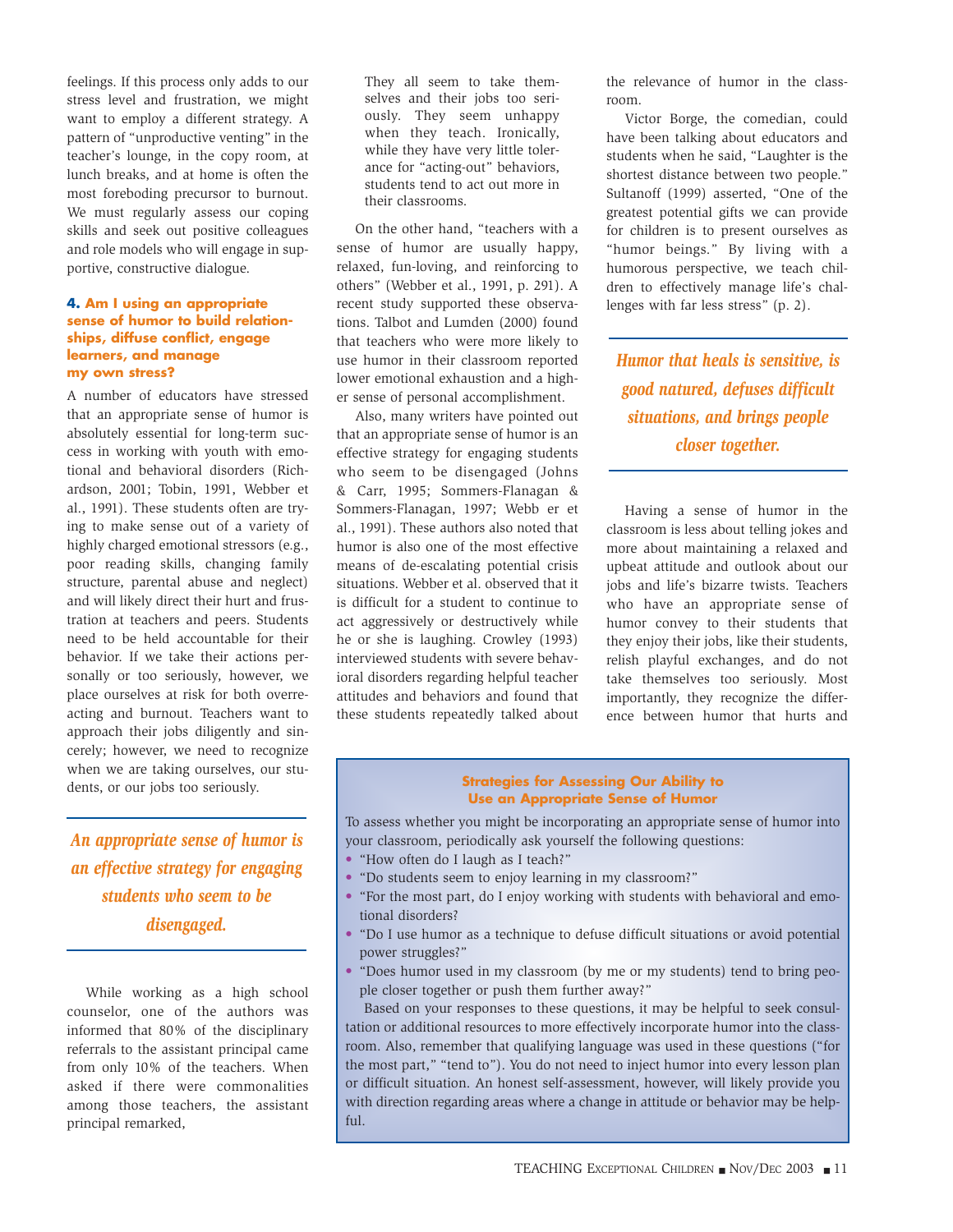feelings. If this process only adds to our stress level and frustration, we might want to employ a different strategy. A pattern of "unproductive venting" in the teacher's lounge, in the copy room, at lunch breaks, and at home is often the most foreboding precursor to burnout. We must regularly assess our coping skills and seek out positive colleagues and role models who will engage in supportive, constructive dialogue.

### 4. Am I using an appropriate sense of humor to build relationships, diffuse conflict, engage learners, and manage my own stress?

A number of educators have stressed that an appropriate sense of humor is absolutely essential for long-term success in working with youth with emotional and behavioral disorders (Richardson, 2001; Tobin, 1991, Webber et al., 1991). These students often are trying to make sense out of a variety of highly charged emotional stressors (e.g., poor reading skills, changing family structure, parental abuse and neglect) and will likely direct their hurt and frustration at teachers and peers. Students need to be held accountable for their behavior. If we take their actions personally or too seriously, however, we place ourselves at risk for both overreacting and burnout. Teachers want to approach their jobs diligently and sincerely; however, we need to recognize when we are taking ourselves, our students, or our jobs too seriously.

*An appropriate sense of humor is an effective strategy for engaging students who seem to be disengaged.*

While working as a high school counselor, one of the authors was informed that 80% of the disciplinary referrals to the assistant principal came from only 10% of the teachers. When asked if there were commonalities among those teachers, the assistant principal remarked,

> They all seem to take themselves and their jobs too seriously. They seem unhappy when they teach. Ironically, while they have very little tolerance for "acting-out" behaviors, students tend to act out more in their classrooms.

On the other hand, "teachers with a sense of humor are usually happy, relaxed, fun-loving, and reinforcing to others" (Webber et al., 1991, p. 291). A recent study supported these observations. Talbot and Lumden (2000) found that teachers who were more likely to use humor in their classroom reported lower emotional exhaustion and a higher sense of personal accomplishment.

Also, many writers have pointed out that an appropriate sense of humor is an effective strategy for engaging students who seem to be disengaged (Johns & Carr, 1995; Sommers-Flanagan & Sommers-Flanagan, 1997; Webb er et al., 1991). These authors also noted that humor is also one of the most effective means of de-escalating potential crisis situations. Webber et al. observed that it is difficult for a student to continue to act aggressively or destructively while he or she is laughing. Crowley (1993) interviewed students with severe behavioral disorders regarding helpful teacher attitudes and behaviors and found that these students repeatedly talked about the relevance of humor in the classroom.

Victor Borge, the comedian, could have been talking about educators and students when he said, "Laughter is the shortest distance between two people." Sultanoff (1999) asserted, "One of the greatest potential gifts we can provide for children is to present ourselves as "humor beings." By living with a humorous perspective, we teach children to effectively manage life's challenges with far less stress" (p. 2).

*Humor that heals is sensitive, is good natured, defuses difficult situations, and brings people closer together.*

Having a sense of humor in the classroom is less about telling jokes and more about maintaining a relaxed and upbeat attitude and outlook about our jobs and life's bizarre twists. Teachers who have an appropriate sense of humor convey to their students that they enjoy their jobs, like their students, relish playful exchanges, and do not take themselves too seriously. Most importantly, they recognize the difference between humor that hurts and

**Strategies for Assessing Our Ability to Use an Appropriate Sense of Humor**

To assess whether you might be incorporating an appropriate sense of humor into your classroom, periodically ask yourself the following questions:

- "How often do I laugh as I teach?"
- "Do students seem to enjoy learning in my classroom?"
- "For the most part, do I enjoy working with students with behavioral and emotional disorders?
- "Do I use humor as a technique to defuse difficult situations or avoid potential power struggles?"
- "Does humor used in my classroom (by me or my students) tend to bring people closer together or push them further away?"

Based on your responses to these questions, it may be helpful to seek consultation or additional resources to more effectively incorporate humor into the classroom. Also, remember that qualifying language was used in these questions ("for the most part," "tend to"). You do not need to inject humor into every lesson plan or difficult situation. An honest self-assessment, however, will likely provide you with direction regarding areas where a change in attitude or behavior may be helpful.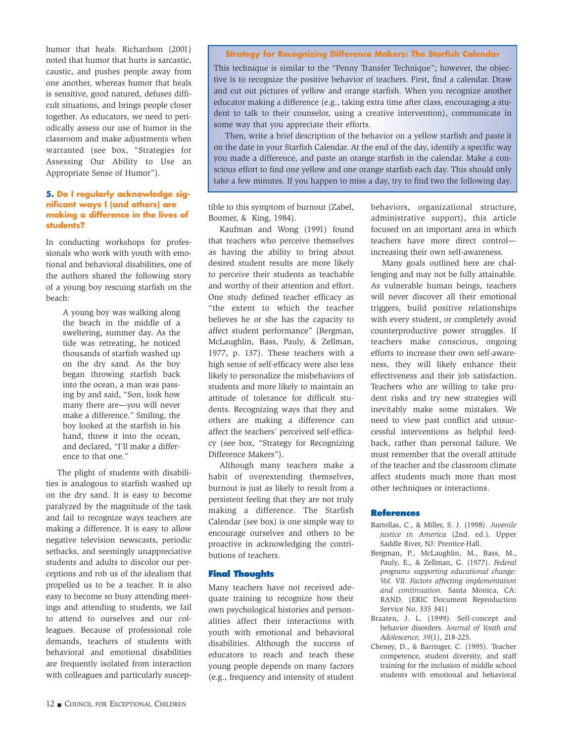humor that heals. Richardson (2001) noted that humor that hurts is sarcastic, caustic, and pushes people away from one another, whereas humor that heals is sensitive, good natured, defuses difficult situations, and brings people closer together. As educators, we need to periodically assess our use of humor in the classroom and make adjustments when warranted (see box, "Strategies for Assessing Our Ability to Use an Appropriate Sense of Humor").

### 5. Do I regularly acknowledge significant ways I (and others) are making a difference in the lives of students?

In conducting workshops for professionals who work with youth with emotional and behavioral disabilities, one of the authors shared the following story of a young boy rescuing starfish on the beach:

> A young boy was walking along the beach in the middle of a sweltering, summer day. As the tide was retreating, he noticed thousands of starfish washed up on the dry sand. As the boy began throwing starfish back into the ocean, a man was passing by and said, "Son, look how many there are—you will never make a difference." Smiling, the boy looked at the starfish in his hand, threw it into the ocean, and declared, "I'll make a difference to that one."

The plight of students with disabilities is analogous to starfish washed up on the dry sand. It is easy to become paralyzed by the magnitude of the task and fail to recognize ways teachers are making a difference. It is easy to allow negative television newscasts, periodic setbacks, and seemingly unappreciative students and adults to discolor our perceptions and rob us of the idealism that propelled us to be a teacher. It is also easy to become so busy attending meetings and attending to students, we fail to attend to ourselves and our colleagues. Because of professional role demands, teachers of students with behavioral and emotional disabilities are frequently isolated from interaction with colleagues and particularly susceptible to this symptom of burnout (Zabel, Boomer, & King, 1984).

Kaufman and Wong (1991) found that teachers who perceive themselves as having the ability to bring about desired student results are more likely to perceive their students as teachable and worthy of their attention and effort. One study defined teacher efficacy as "the extent to which the teacher believes he or she has the capacity to affect student performance" (Bergman, McLaughlin, Bass, Pauly, & Zellman, 1977, p. 137). These teachers with a high sense of self-efficacy were also less likely to personalize the misbehaviors of students and more likely to maintain an attitude of tolerance for difficult students. Recognizing ways that they and others are making a difference can affect the teachers' perceived self-efficacy (see box, "Strategy for Recognizing Difference Makers").

Although many teachers make a habit of overextending themselves, burnout is just as likely to result from a persistent feeling that they are not truly making a difference. The Starfish Calendar (see box) is one simple way to encourage ourselves and others to be proactive in acknowledging the contributions of teachers.

> **Strategy for Recognizing Difference Makers: The Starfish Calendar**
>
> This technique is similar to the "Penny Transfer Technique"; however, the objective is to recognize the positive behavior of teachers. First, find a calendar. Draw and cut out pictures of yellow and orange starfish. When you recognize another educator making a difference (e.g., taking extra time after class, encouraging a student to talk to their counselor, using a creative intervention), communicate in some way that you appreciate their efforts.
>
> Then, write a brief description of the behavior on a yellow starfish and paste it on the date in your Starfish Calendar. At the end of the day, identify a specific way you made a difference, and paste an orange starfish in the calendar. Make a conscious effort to find one yellow and one orange starfish each day. This should only take a few minutes. If you happen to miss a day, try to find two the following day.

## Final Thoughts

Many teachers have not received adequate training to recognize how their own psychological histories and personalities affect their interactions with youth with emotional and behavioral disabilities. Although the success of educators to reach and teach these young people depends on many factors (e.g., frequency and intensity of student behaviors, organizational structure, administrative support), this article focused on an important area in which teachers have more direct control—increasing their own self-awareness.

Many goals outlined here are challenging and may not be fully attainable. As vulnerable human beings, teachers will never discover all their emotional triggers, build positive relationships with every student, or completely avoid counterproductive power struggles. If teachers make conscious, ongoing efforts to increase their own self-awareness, they will likely enhance their effectiveness and their job satisfaction. Teachers who are willing to take prudent risks and try new strategies will inevitably make some mistakes. We need to view past conflict and unsuccessful interventions as helpful feedback, rather than personal failure. We must remember that the overall attitude of the teacher and the classroom climate affect students much more than most other techniques or interactions.

## References

Bartollas, C., & Miller, S. J. (1998). *Juvenile justice in America* (2nd. ed.). Upper Saddle River, NJ: Prentice-Hall.

Bergman, P., McLaughlin, M., Bass, M., Pauly, E., & Zellman, G. (1977). *Federal programs supporting educational change: Vol. VII. Factors affecting implementation and continuation.* Santa Monica, CA: RAND. (ERIC Document Reproduction Service No. 335 341)

Braaten, J. L. (1999). Self-concept and behavior disorders. *Journal of Youth and Adolescence, 39*(1), 218-225.

Cheney, D., & Barringer, C. (1995). Teacher competence, student diversity, and staff training for the inclusion of middle school students with emotional and behavioral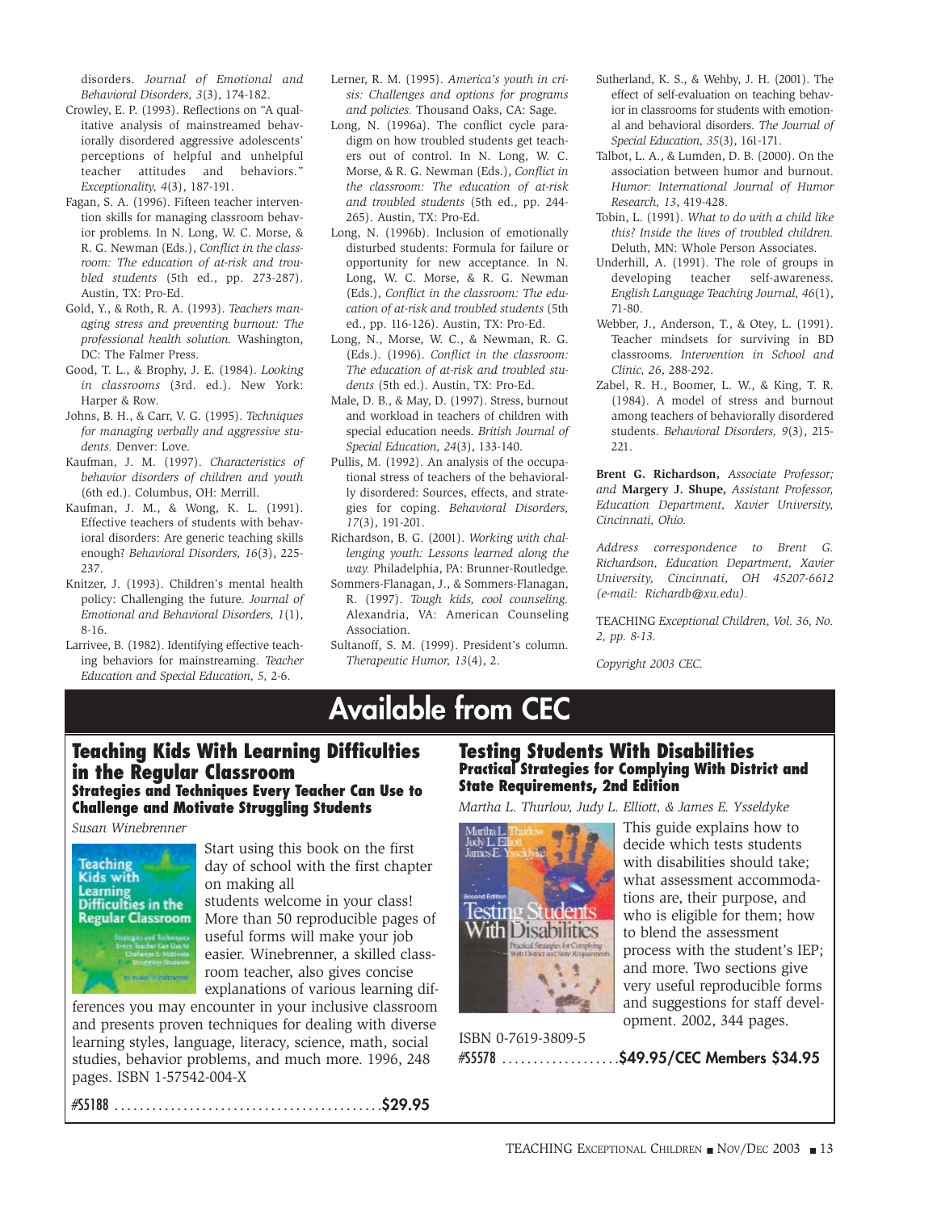disorders. *Journal of Emotional and Behavioral Disorders, 3*(3), 174-182.

Crowley, E. P. (1993). Reflections on "A qualitative analysis of mainstreamed behaviorally disordered aggressive adolescents' perceptions of helpful and unhelpful teacher attitudes and behaviors." *Exceptionality, 4*(3), 187-191.

Fagan, S. A. (1996). Fifteen teacher intervention skills for managing classroom behavior problems. In N. Long, W. C. Morse, & R. G. Newman (Eds.), *Conflict in the classroom: The education of at-risk and troubled students* (5th ed., pp. 273-287). Austin, TX: Pro-Ed.

Gold, Y., & Roth, R. A. (1993). *Teachers managing stress and preventing burnout: The professional health solution.* Washington, DC: The Falmer Press.

Good, T. L., & Brophy, J. E. (1984). *Looking in classrooms* (3rd. ed.). New York: Harper & Row.

Johns, B. H., & Carr, V. G. (1995). *Techniques for managing verbally and aggressive students.* Denver: Love.

Kaufman, J. M. (1997). *Characteristics of behavior disorders of children and youth* (6th ed.). Columbus, OH: Merrill.

Kaufman, J. M., & Wong, K. L. (1991). Effective teachers of students with behavioral disorders: Are generic teaching skills enough? *Behavioral Disorders, 16*(3), 225-237.

Knitzer, J. (1993). Children's mental health policy: Challenging the future. *Journal of Emotional and Behavioral Disorders, 1*(1), 8-16.

Larrivee, B. (1982). Identifying effective teaching behaviors for mainstreaming. *Teacher Education and Special Education, 5,* 2-6.

Lerner, R. M. (1995). *America's youth in crisis: Challenges and options for programs and policies.* Thousand Oaks, CA: Sage.

Long, N. (1996a). The conflict cycle paradigm on how troubled students get teachers out of control. In N. Long, W. C. Morse, & R. G. Newman (Eds.), *Conflict in the classroom: The education of at-risk and troubled students* (5th ed., pp. 244-265). Austin, TX: Pro-Ed.

Long, N. (1996b). Inclusion of emotionally disturbed students: Formula for failure or opportunity for new acceptance. In N. Long, W. C. Morse, & R. G. Newman (Eds.), *Conflict in the classroom: The education of at-risk and troubled students* (5th ed., pp. 116-126). Austin, TX: Pro-Ed.

Long, N., Morse, W. C., & Newman, R. G. (Eds.). (1996). *Conflict in the classroom: The education of at-risk and troubled students* (5th ed.). Austin, TX: Pro-Ed.

Male, D. B., & May, D. (1997). Stress, burnout and workload in teachers of children with special education needs. *British Journal of Special Education, 24*(3), 133-140.

Pullis, M. (1992). An analysis of the occupational stress of teachers of the behaviorally disordered: Sources, effects, and strategies for coping. *Behavioral Disorders, 17*(3), 191-201.

Richardson, B. G. (2001). *Working with challenging youth: Lessons learned along the way.* Philadelphia, PA: Brunner-Routledge.

Sommers-Flanagan, J., & Sommers-Flanagan, R. (1997). *Tough kids, cool counseling.* Alexandria, VA: American Counseling Association.

Sultanoff, S. M. (1999). President's column. *Therapeutic Humor, 13*(4), 2.

Sutherland, K. S., & Wehby, J. H. (2001). The effect of self-evaluation on teaching behavior in classrooms for students with emotional and behavioral disorders. *The Journal of Special Education, 35*(3), 161-171.

Talbot, L. A., & Lumden, D. B. (2000). On the association between humor and burnout. *Humor: International Journal of Humor Research, 13*, 419-428.

Tobin, L. (1991). *What to do with a child like this? Inside the lives of troubled children.* Deluth, MN: Whole Person Associates.

Underhill, A. (1991). The role of groups in developing teacher self-awareness. *English Language Teaching Journal, 46*(1), 71-80.

Webber, J., Anderson, T., & Otey, L. (1991). Teacher mindsets for surviving in BD classrooms. *Intervention in School and Clinic, 26*, 288-292.

Zabel, R. H., Boomer, L. W., & King, T. R. (1984). A model of stress and burnout among teachers of behaviorally disordered students. *Behavioral Disorders, 9*(3), 215-221.

**Brent G. Richardson,** *Associate Professor; and* **Margery J. Shupe,** *Assistant Professor, Education Department, Xavier University, Cincinnati, Ohio.*

*Address correspondence to Brent G. Richardson, Education Department, Xavier University, Cincinnati, OH 45207-6612 (e-mail: Richardb@xu.edu).*

TEACHING *Exceptional Children, Vol. 36, No. 2, pp. 8-13.*

*Copyright 2003 CEC.*

# Available from CEC

## Teaching Kids With Learning Difficulties in the Regular Classroom

### Strategies and Techniques Every Teacher Can Use to Challenge and Motivate Struggling Students

*Susan Winebrenner*

Start using this book on the first day of school with the first chapter on making all students welcome in your class! More than 50 reproducible pages of useful forms will make your job easier. Winebrenner, a skilled classroom teacher, also gives concise explanations of various learning differences you may encounter in your inclusive classroom and presents proven techniques for dealing with diverse learning styles, language, literacy, science, math, social studies, behavior problems, and much more. 1996, 248 pages. ISBN 1-57542-004-X

#S5188 .......................................... **$29.95**

## Testing Students With Disabilities

### Practical Strategies for Complying With District and State Requirements, 2nd Edition

*Martha L. Thurlow, Judy L. Elliott, & James E. Ysseldyke*

This guide explains how to decide which tests students with disabilities should take; what assessment accommodations are, their purpose, and who is eligible for them; how to blend the assessment process with the student's IEP; and more. Two sections give very useful reproducible forms and suggestions for staff development. 2002, 344 pages.

ISBN 0-7619-3809-5

#S5578 .................. **$49.95/CEC Members $34.95**